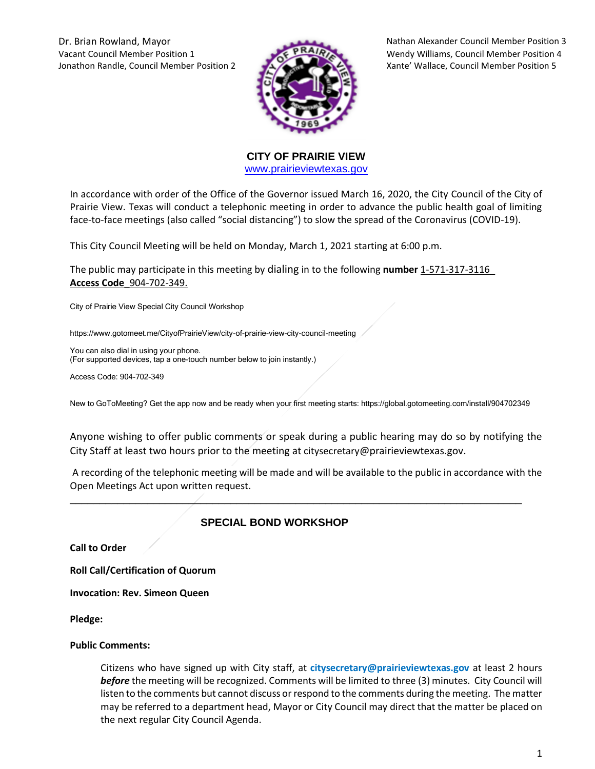Dr. Brian Rowland, Mayor
Vacant Council Member Position 1
Jonathon Randle, Council Member Position 2

Nathan Alexander Council Member Position 3
Wendy Williams, Council Member Position 4
Xante' Wallace, Council Member Position 5

**CITY OF PRAIRIE VIEW**
www.prairieviewtexas.gov

In accordance with order of the Office of the Governor issued March 16, 2020, the City Council of the City of Prairie View. Texas will conduct a telephonic meeting in order to advance the public health goal of limiting face-to-face meetings (also called "social distancing") to slow the spread of the Coronavirus (COVID-19).

This City Council Meeting will be held on Monday, March 1, 2021 starting at 6:00 p.m.

The public may participate in this meeting by dialing in to the following **number** 1-571-317-3116_ **Access Code**_904-702-349.

City of Prairie View Special City Council Workshop

https://www.gotomeet.me/CityofPrairieView/city-of-prairie-view-city-council-meeting

You can also dial in using your phone.
(For supported devices, tap a one-touch number below to join instantly.)

Access Code: 904-702-349

New to GoToMeeting? Get the app now and be ready when your first meeting starts: https://global.gotomeeting.com/install/904702349

Anyone wishing to offer public comments or speak during a public hearing may do so by notifying the City Staff at least two hours prior to the meeting at citysecretary@prairieviewtexas.gov.

A recording of the telephonic meeting will be made and will be available to the public in accordance with the Open Meetings Act upon written request.

---

## SPECIAL BOND WORKSHOP

**Call to Order**

**Roll Call/Certification of Quorum**

**Invocation: Rev. Simeon Queen**

**Pledge:**

**Public Comments:**

Citizens who have signed up with City staff, at **citysecretary@prairieviewtexas.gov** at least 2 hours ***before*** the meeting will be recognized. Comments will be limited to three (3) minutes. City Council will listen to the comments but cannot discuss or respond to the comments during the meeting. The matter may be referred to a department head, Mayor or City Council may direct that the matter be placed on the next regular City Council Agenda.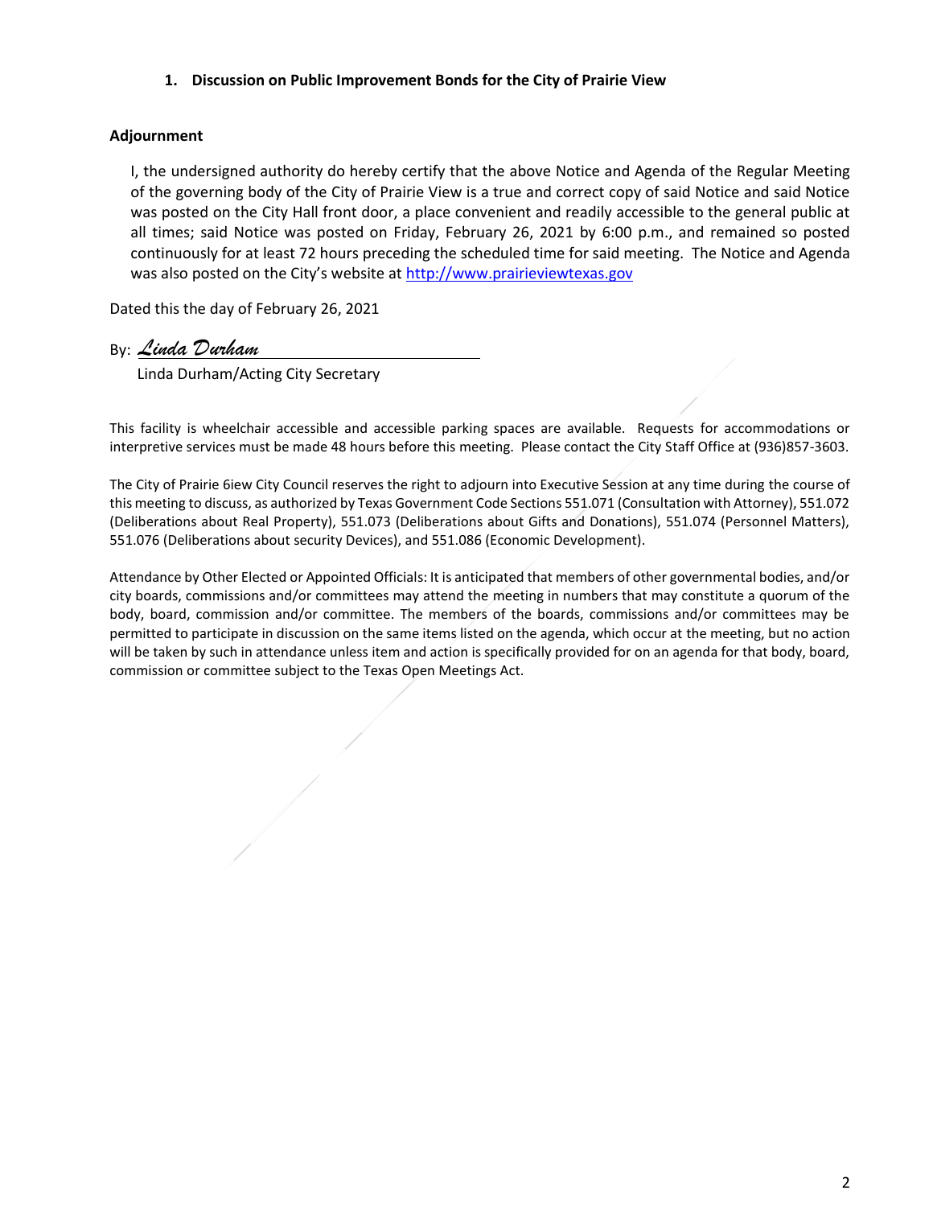1. **Discussion on Public Improvement Bonds for the City of Prairie View**

**Adjournment**

I, the undersigned authority do hereby certify that the above Notice and Agenda of the Regular Meeting of the governing body of the City of Prairie View is a true and correct copy of said Notice and said Notice was posted on the City Hall front door, a place convenient and readily accessible to the general public at all times; said Notice was posted on Friday, February 26, 2021 by 6:00 p.m., and remained so posted continuously for at least 72 hours preceding the scheduled time for said meeting. The Notice and Agenda was also posted on the City's website at http://www.prairieviewtexas.gov

Dated this the day of February 26, 2021

By: *Linda Durham*

Linda Durham/Acting City Secretary

This facility is wheelchair accessible and accessible parking spaces are available. Requests for accommodations or interpretive services must be made 48 hours before this meeting. Please contact the City Staff Office at (936)857-3603.

The City of Prairie 6iew City Council reserves the right to adjourn into Executive Session at any time during the course of this meeting to discuss, as authorized by Texas Government Code Sections 551.071 (Consultation with Attorney), 551.072 (Deliberations about Real Property), 551.073 (Deliberations about Gifts and Donations), 551.074 (Personnel Matters), 551.076 (Deliberations about security Devices), and 551.086 (Economic Development).

Attendance by Other Elected or Appointed Officials: It is anticipated that members of other governmental bodies, and/or city boards, commissions and/or committees may attend the meeting in numbers that may constitute a quorum of the body, board, commission and/or committee. The members of the boards, commissions and/or committees may be permitted to participate in discussion on the same items listed on the agenda, which occur at the meeting, but no action will be taken by such in attendance unless item and action is specifically provided for on an agenda for that body, board, commission or committee subject to the Texas Open Meetings Act.